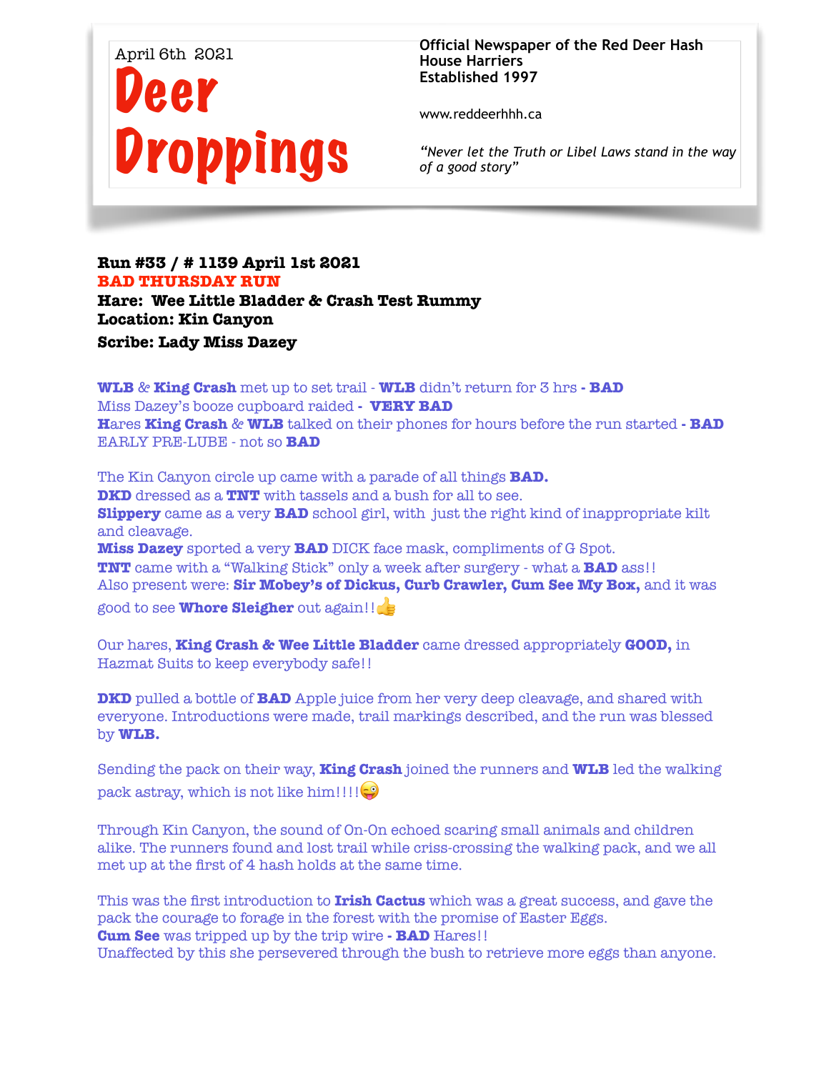April 6th 2021

# Deer Droppings

**Official Newspaper of the Red Deer Hash House Harriers**
**Established 1997**

www.reddeerhhh.ca

*"Never let the Truth or Libel Laws stand in the way of a good story"*

**Run #33 / # 1139 April 1st 2021**
**BAD THURSDAY RUN**
**Hare: Wee Little Bladder & Crash Test Rummy**
**Location: Kin Canyon**
**Scribe: Lady Miss Dazey**

**WLB** & **King Crash** met up to set trail - **WLB** didn't return for 3 hrs **- BAD**
Miss Dazey's booze cupboard raided **- VERY BAD**
**H**ares **King Crash** & **WLB** talked on their phones for hours before the run started **- BAD**
EARLY PRE-LUBE - not so **BAD**

The Kin Canyon circle up came with a parade of all things **BAD.**
**DKD** dressed as a **TNT** with tassels and a bush for all to see.
**Slippery** came as a very **BAD** school girl, with just the right kind of inappropriate kilt and cleavage.
**Miss Dazey** sported a very **BAD** DICK face mask, compliments of G Spot.
**TNT** came with a "Walking Stick" only a week after surgery - what a **BAD** ass!!
Also present were: **Sir Mobey's of Dickus, Curb Crawler, Cum See My Box,** and it was good to see **Whore Sleigher** out again!!👍

Our hares, **King Crash & Wee Little Bladder** came dressed appropriately **GOOD,** in Hazmat Suits to keep everybody safe!!

**DKD** pulled a bottle of **BAD** Apple juice from her very deep cleavage, and shared with everyone. Introductions were made, trail markings described, and the run was blessed by **WLB.**

Sending the pack on their way, **King Crash** joined the runners and **WLB** led the walking pack astray, which is not like him!!!!😜

Through Kin Canyon, the sound of On-On echoed scaring small animals and children alike. The runners found and lost trail while criss-crossing the walking pack, and we all met up at the first of 4 hash holds at the same time.

This was the first introduction to **Irish Cactus** which was a great success, and gave the pack the courage to forage in the forest with the promise of Easter Eggs.
**Cum See** was tripped up by the trip wire **- BAD** Hares!!
Unaffected by this she persevered through the bush to retrieve more eggs than anyone.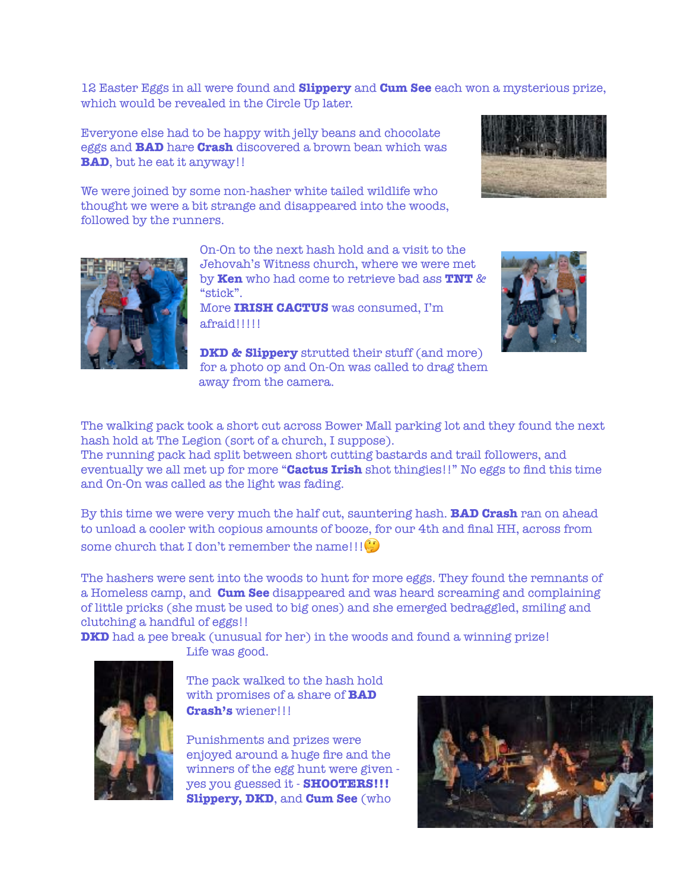12 Easter Eggs in all were found and **Slippery** and **Cum See** each won a mysterious prize, which would be revealed in the Circle Up later.

Everyone else had to be happy with jelly beans and chocolate eggs and **BAD** hare **Crash** discovered a brown bean which was **BAD**, but he eat it anyway!!

We were joined by some non-hasher white tailed wildlife who thought we were a bit strange and disappeared into the woods, followed by the runners.

On-On to the next hash hold and a visit to the Jehovah's Witness church, where we were met by **Ken** who had come to retrieve bad ass **TNT** & "stick".
More **IRISH CACTUS** was consumed, I'm afraid!!!!!

**DKD & Slippery** strutted their stuff (and more) for a photo op and On-On was called to drag them away from the camera.

The walking pack took a short cut across Bower Mall parking lot and they found the next hash hold at The Legion (sort of a church, I suppose).
The running pack had split between short cutting bastards and trail followers, and eventually we all met up for more "**Cactus Irish** shot thingies!!" No eggs to find this time and On-On was called as the light was fading.

By this time we were very much the half cut, sauntering hash. **BAD Crash** ran on ahead to unload a cooler with copious amounts of booze, for our 4th and final HH, across from some church that I don't remember the name!!!🤔

The hashers were sent into the woods to hunt for more eggs. They found the remnants of a Homeless camp, and **Cum See** disappeared and was heard screaming and complaining of little pricks (she must be used to big ones) and she emerged bedraggled, smiling and clutching a handful of eggs!!
**DKD** had a pee break (unusual for her) in the woods and found a winning prize!
Life was good.

The pack walked to the hash hold with promises of a share of **BAD Crash's** wiener!!!

Punishments and prizes were enjoyed around a huge fire and the winners of the egg hunt were given - yes you guessed it - **SHOOTERS!!!** **Slippery, DKD**, and **Cum See** (who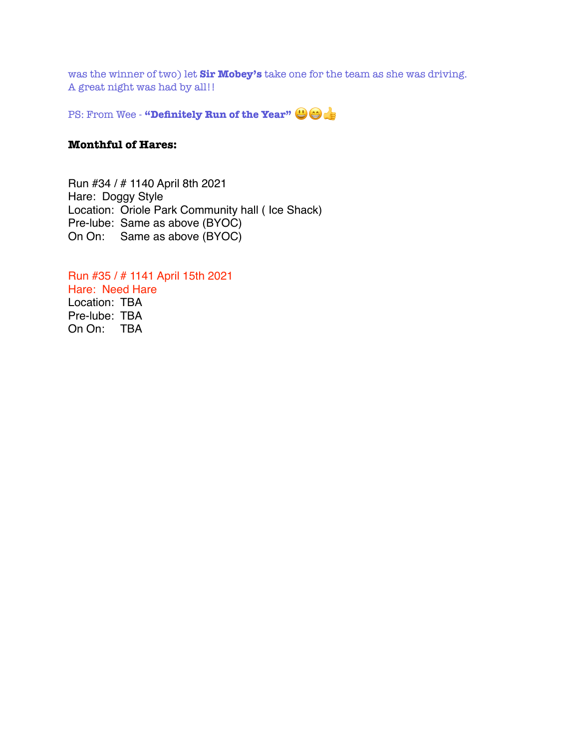was the winner of two) let **Sir Mobey's** take one for the team as she was driving.
A great night was had by all!!

PS: From Wee - **"Definitely Run of the Year"** 😃😁👍

**Monthful of Hares:**

Run #34 / # 1140 April 8th 2021
Hare: Doggy Style
Location: Oriole Park Community hall ( Ice Shack)
Pre-lube: Same as above (BYOC)
On On: Same as above (BYOC)

Run #35 / # 1141 April 15th 2021
Hare: Need Hare
Location: TBA
Pre-lube: TBA
On On: TBA